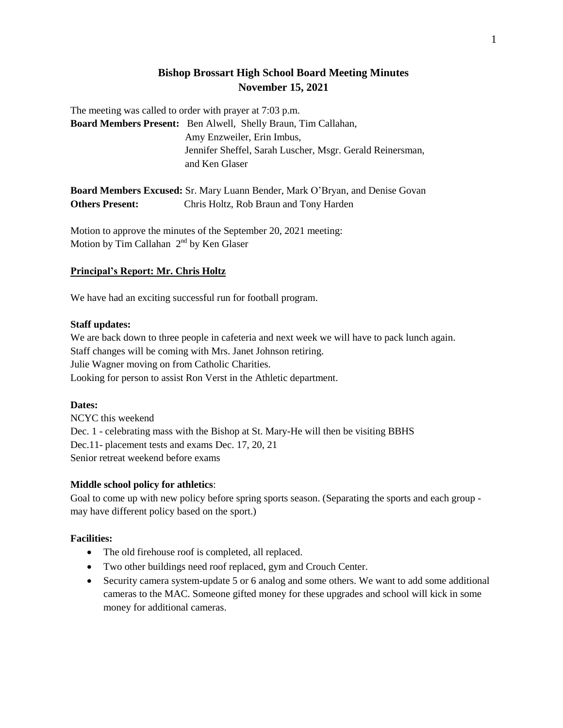# Bishop Brossart High School Board Meeting Minutes
## November 15, 2021

The meeting was called to order with prayer at 7:03 p.m.

**Board Members Present:** Ben Alwell, Shelly Braun, Tim Callahan, Amy Enzweiler, Erin Imbus, Jennifer Sheffel, Sarah Luscher, Msgr. Gerald Reinersman, and Ken Glaser

**Board Members Excused:** Sr. Mary Luann Bender, Mark O'Bryan, and Denise Govan

**Others Present:** Chris Holtz, Rob Braun and Tony Harden

Motion to approve the minutes of the September 20, 2021 meeting:
Motion by Tim Callahan 2nd by Ken Glaser

**Principal's Report: Mr. Chris Holtz**

We have had an exciting successful run for football program.

**Staff updates:**

We are back down to three people in cafeteria and next week we will have to pack lunch again.
Staff changes will be coming with Mrs. Janet Johnson retiring.
Julie Wagner moving on from Catholic Charities.
Looking for person to assist Ron Verst in the Athletic department.

**Dates:**

NCYC this weekend
Dec. 1 - celebrating mass with the Bishop at St. Mary-He will then be visiting BBHS
Dec.11- placement tests and exams Dec. 17, 20, 21
Senior retreat weekend before exams

**Middle school policy for athletics**:

Goal to come up with new policy before spring sports season. (Separating the sports and each group - may have different policy based on the sport.)

**Facilities:**

- The old firehouse roof is completed, all replaced.
- Two other buildings need roof replaced, gym and Crouch Center.
- Security camera system-update 5 or 6 analog and some others. We want to add some additional cameras to the MAC. Someone gifted money for these upgrades and school will kick in some money for additional cameras.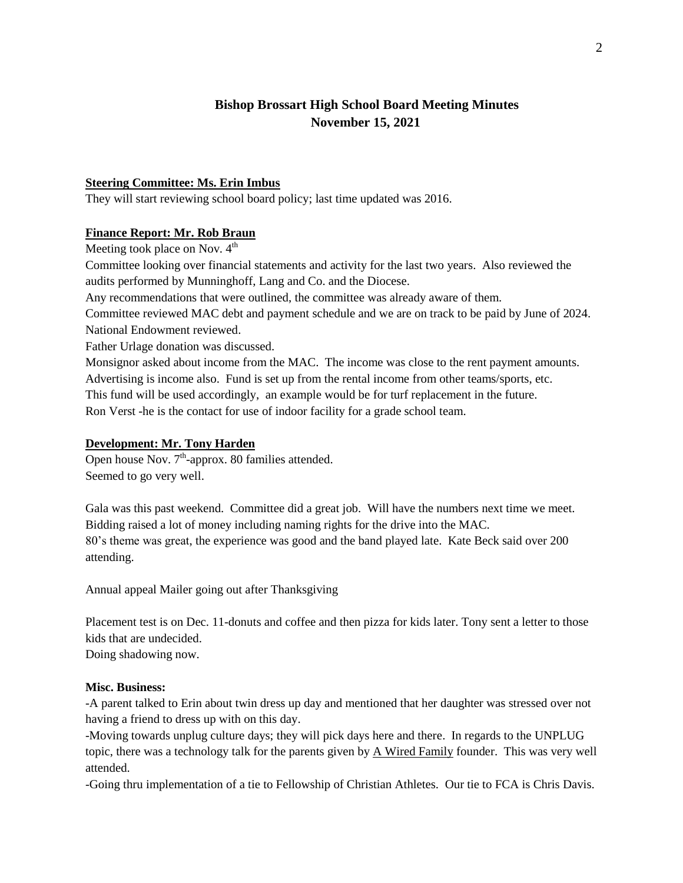## Bishop Brossart High School Board Meeting Minutes
## November 15, 2021

**Steering Committee: Ms. Erin Imbus**

They will start reviewing school board policy; last time updated was 2016.

**Finance Report: Mr. Rob Braun**

Meeting took place on Nov. 4th

Committee looking over financial statements and activity for the last two years. Also reviewed the audits performed by Munninghoff, Lang and Co. and the Diocese.

Any recommendations that were outlined, the committee was already aware of them.

Committee reviewed MAC debt and payment schedule and we are on track to be paid by June of 2024.

National Endowment reviewed.

Father Urlage donation was discussed.

Monsignor asked about income from the MAC. The income was close to the rent payment amounts.

Advertising is income also. Fund is set up from the rental income from other teams/sports, etc.

This fund will be used accordingly, an example would be for turf replacement in the future.

Ron Verst -he is the contact for use of indoor facility for a grade school team.

**Development: Mr. Tony Harden**

Open house Nov. 7th-approx. 80 families attended.

Seemed to go very well.

Gala was this past weekend. Committee did a great job. Will have the numbers next time we meet.

Bidding raised a lot of money including naming rights for the drive into the MAC.

80's theme was great, the experience was good and the band played late. Kate Beck said over 200 attending.

Annual appeal Mailer going out after Thanksgiving

Placement test is on Dec. 11-donuts and coffee and then pizza for kids later. Tony sent a letter to those kids that are undecided.

Doing shadowing now.

**Misc. Business:**

-A parent talked to Erin about twin dress up day and mentioned that her daughter was stressed over not having a friend to dress up with on this day.

-Moving towards unplug culture days; they will pick days here and there. In regards to the UNPLUG topic, there was a technology talk for the parents given by A Wired Family founder. This was very well attended.

-Going thru implementation of a tie to Fellowship of Christian Athletes. Our tie to FCA is Chris Davis.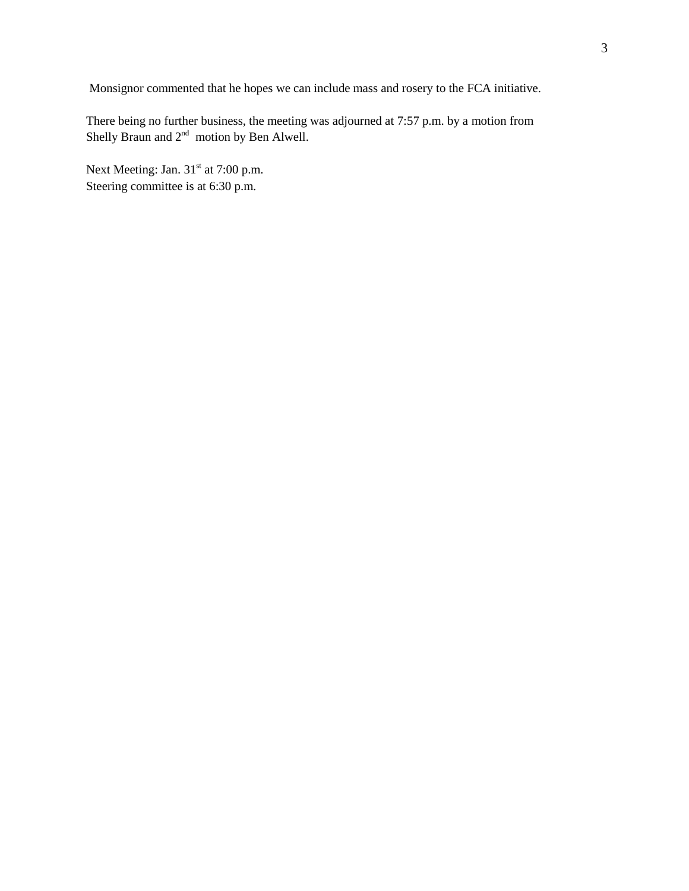Monsignor commented that he hopes we can include mass and rosery to the FCA initiative.

There being no further business, the meeting was adjourned at 7:57 p.m. by a motion from Shelly Braun and 2nd motion by Ben Alwell.

Next Meeting: Jan. 31st at 7:00 p.m.
Steering committee is at 6:30 p.m.